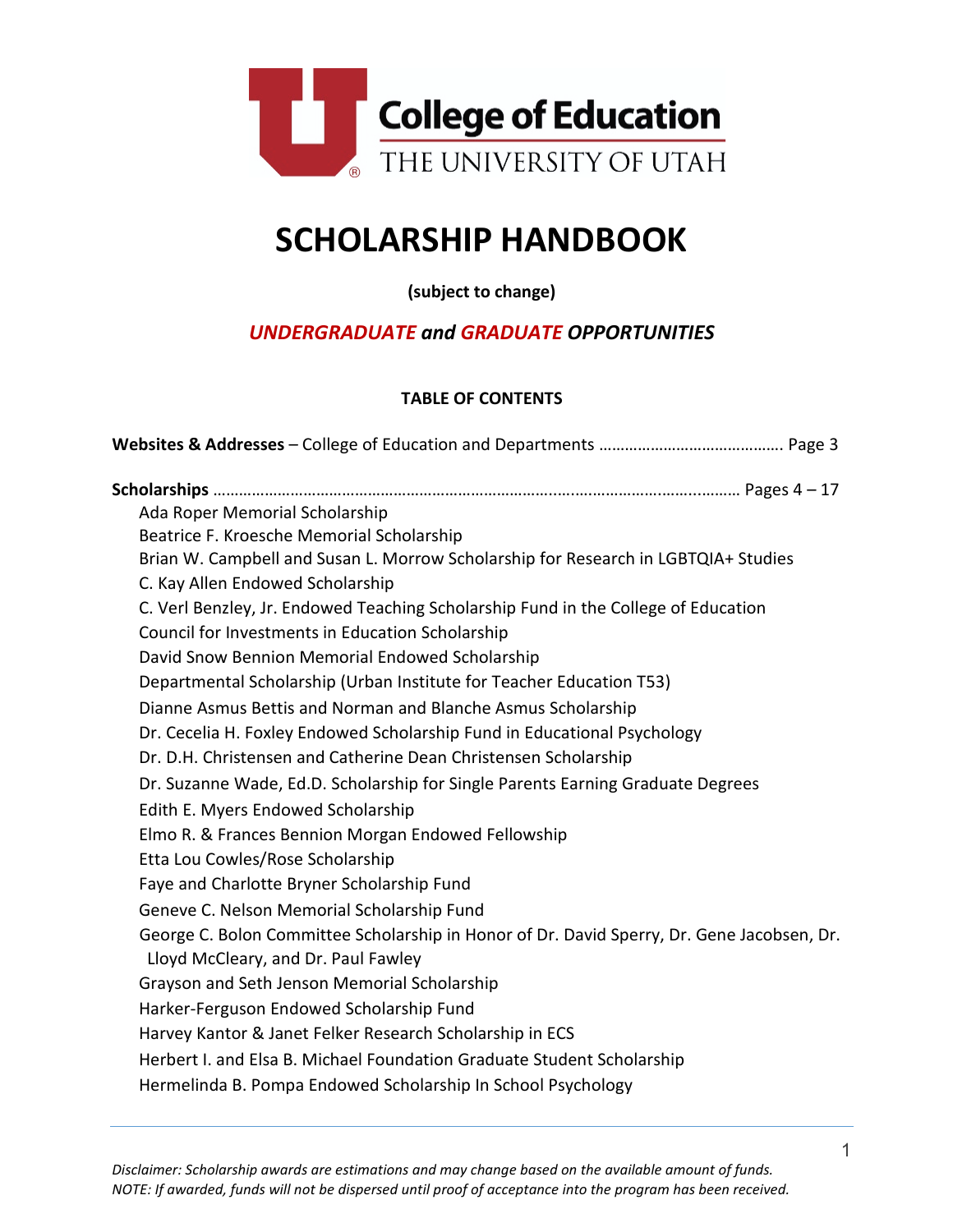College of Education
THE UNIVERSITY OF UTAH

# SCHOLARSHIP HANDBOOK

**(subject to change)**

***UNDERGRADUATE and GRADUATE OPPORTUNITIES***

### TABLE OF CONTENTS

**Websites & Addresses** – College of Education and Departments …………………………………… Page 3

**Scholarships** ……………………………………………………………………………………………………… Pages 4 – 17

- Ada Roper Memorial Scholarship
- Beatrice F. Kroesche Memorial Scholarship
- Brian W. Campbell and Susan L. Morrow Scholarship for Research in LGBTQIA+ Studies
- C. Kay Allen Endowed Scholarship
- C. Verl Benzley, Jr. Endowed Teaching Scholarship Fund in the College of Education
- Council for Investments in Education Scholarship
- David Snow Bennion Memorial Endowed Scholarship
- Departmental Scholarship (Urban Institute for Teacher Education T53)
- Dianne Asmus Bettis and Norman and Blanche Asmus Scholarship
- Dr. Cecelia H. Foxley Endowed Scholarship Fund in Educational Psychology
- Dr. D.H. Christensen and Catherine Dean Christensen Scholarship
- Dr. Suzanne Wade, Ed.D. Scholarship for Single Parents Earning Graduate Degrees
- Edith E. Myers Endowed Scholarship
- Elmo R. & Frances Bennion Morgan Endowed Fellowship
- Etta Lou Cowles/Rose Scholarship
- Faye and Charlotte Bryner Scholarship Fund
- Geneve C. Nelson Memorial Scholarship Fund
- George C. Bolon Committee Scholarship in Honor of Dr. David Sperry, Dr. Gene Jacobsen, Dr. Lloyd McCleary, and Dr. Paul Fawley
- Grayson and Seth Jenson Memorial Scholarship
- Harker-Ferguson Endowed Scholarship Fund
- Harvey Kantor & Janet Felker Research Scholarship in ECS
- Herbert I. and Elsa B. Michael Foundation Graduate Student Scholarship
- Hermelinda B. Pompa Endowed Scholarship In School Psychology

*Disclaimer: Scholarship awards are estimations and may change based on the available amount of funds.*
*NOTE: If awarded, funds will not be dispersed until proof of acceptance into the program has been received.*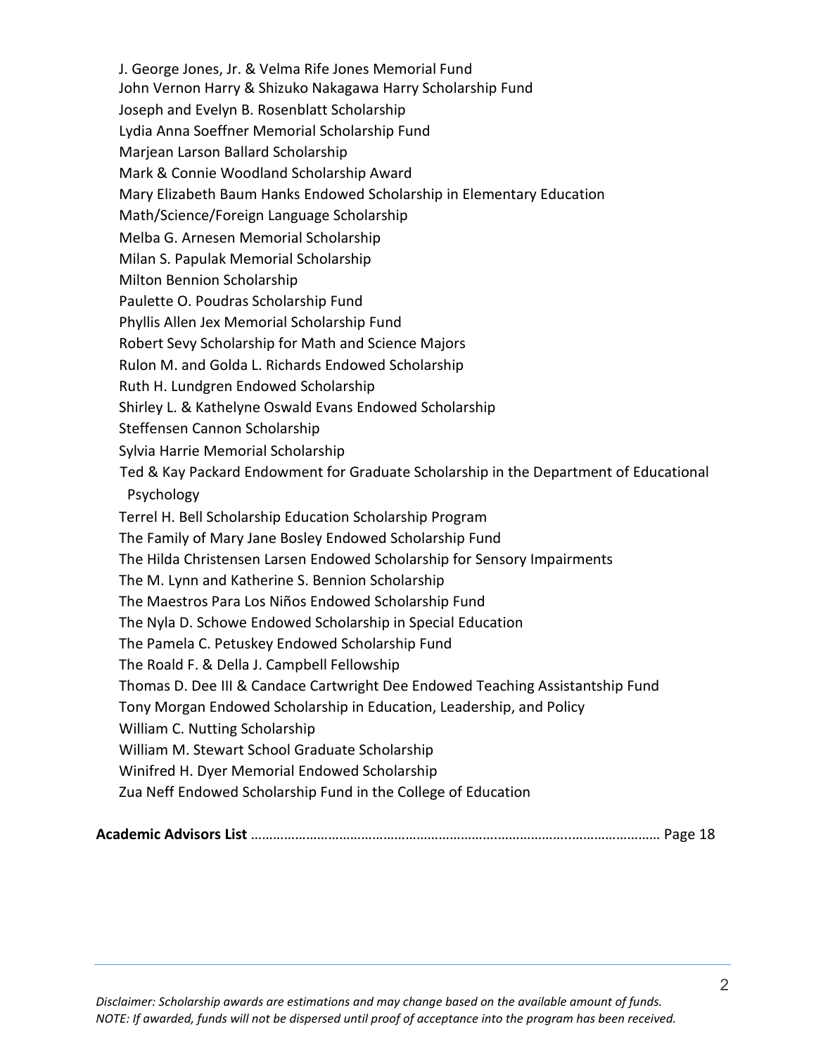J. George Jones, Jr. & Velma Rife Jones Memorial Fund
John Vernon Harry & Shizuko Nakagawa Harry Scholarship Fund
Joseph and Evelyn B. Rosenblatt Scholarship
Lydia Anna Soeffner Memorial Scholarship Fund
Marjean Larson Ballard Scholarship
Mark & Connie Woodland Scholarship Award
Mary Elizabeth Baum Hanks Endowed Scholarship in Elementary Education
Math/Science/Foreign Language Scholarship
Melba G. Arnesen Memorial Scholarship
Milan S. Papulak Memorial Scholarship
Milton Bennion Scholarship
Paulette O. Poudras Scholarship Fund
Phyllis Allen Jex Memorial Scholarship Fund
Robert Sevy Scholarship for Math and Science Majors
Rulon M. and Golda L. Richards Endowed Scholarship
Ruth H. Lundgren Endowed Scholarship
Shirley L. & Kathelyne Oswald Evans Endowed Scholarship
Steffensen Cannon Scholarship
Sylvia Harrie Memorial Scholarship
Ted & Kay Packard Endowment for Graduate Scholarship in the Department of Educational Psychology
Terrel H. Bell Scholarship Education Scholarship Program
The Family of Mary Jane Bosley Endowed Scholarship Fund
The Hilda Christensen Larsen Endowed Scholarship for Sensory Impairments
The M. Lynn and Katherine S. Bennion Scholarship
The Maestros Para Los Niños Endowed Scholarship Fund
The Nyla D. Schowe Endowed Scholarship in Special Education
The Pamela C. Petuskey Endowed Scholarship Fund
The Roald F. & Della J. Campbell Fellowship
Thomas D. Dee III & Candace Cartwright Dee Endowed Teaching Assistantship Fund
Tony Morgan Endowed Scholarship in Education, Leadership, and Policy
William C. Nutting Scholarship
William M. Stewart School Graduate Scholarship
Winifred H. Dyer Memorial Endowed Scholarship
Zua Neff Endowed Scholarship Fund in the College of Education

**Academic Advisors List** ………………………………………………………………………………………………… Page 18

*Disclaimer: Scholarship awards are estimations and may change based on the available amount of funds.*
*NOTE: If awarded, funds will not be dispersed until proof of acceptance into the program has been received.*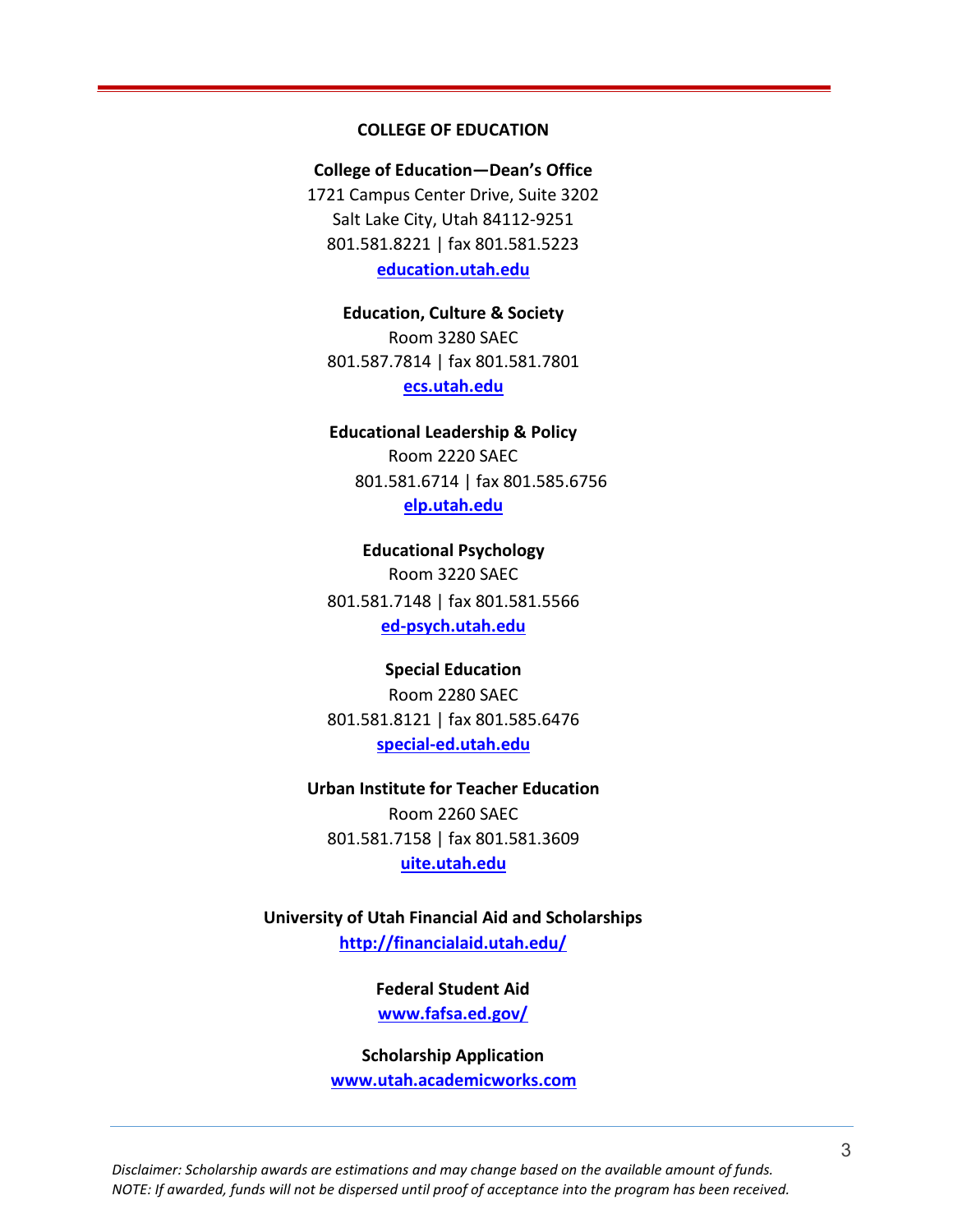## COLLEGE OF EDUCATION

**College of Education—Dean's Office**
1721 Campus Center Drive, Suite 3202
Salt Lake City, Utah 84112-9251
801.581.8221 | fax 801.581.5223
**education.utah.edu**

**Education, Culture & Society**
Room 3280 SAEC
801.587.7814 | fax 801.581.7801
**ecs.utah.edu**

**Educational Leadership & Policy**
Room 2220 SAEC
801.581.6714 | fax 801.585.6756
**elp.utah.edu**

**Educational Psychology**
Room 3220 SAEC
801.581.7148 | fax 801.581.5566
**ed-psych.utah.edu**

**Special Education**
Room 2280 SAEC
801.581.8121 | fax 801.585.6476
**special-ed.utah.edu**

**Urban Institute for Teacher Education**
Room 2260 SAEC
801.581.7158 | fax 801.581.3609
**uite.utah.edu**

**University of Utah Financial Aid and Scholarships**
**http://financialaid.utah.edu/**

**Federal Student Aid**
**www.fafsa.ed.gov/**

**Scholarship Application**
**www.utah.academicworks.com**

*Disclaimer: Scholarship awards are estimations and may change based on the available amount of funds.*
*NOTE: If awarded, funds will not be dispersed until proof of acceptance into the program has been received.*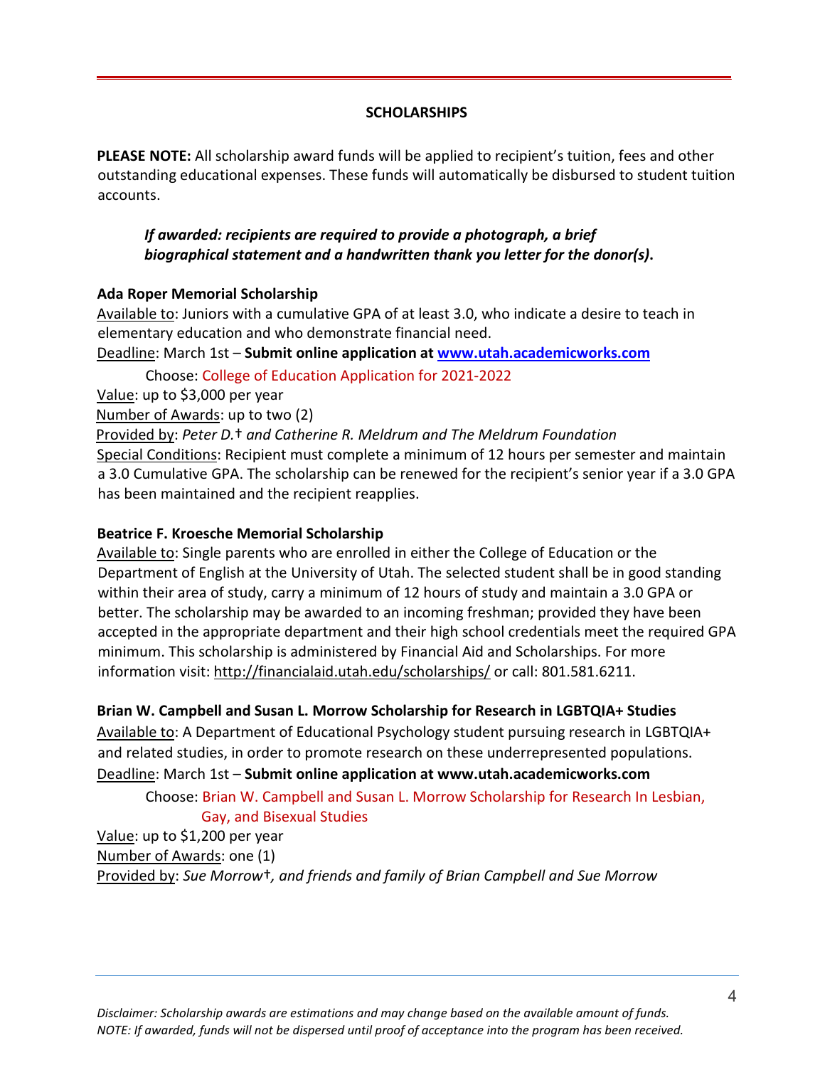## SCHOLARSHIPS

**PLEASE NOTE:** All scholarship award funds will be applied to recipient's tuition, fees and other outstanding educational expenses. These funds will automatically be disbursed to student tuition accounts.

***If awarded: recipients are required to provide a photograph, a brief biographical statement and a handwritten thank you letter for the donor(s).***

### Ada Roper Memorial Scholarship

Available to: Juniors with a cumulative GPA of at least 3.0, who indicate a desire to teach in elementary education and who demonstrate financial need.

Deadline: March 1st – **Submit online application at www.utah.academicworks.com**

Choose: College of Education Application for 2021-2022

Value: up to $3,000 per year

Number of Awards: up to two (2)

Provided by: *Peter D.† and Catherine R. Meldrum and The Meldrum Foundation*

Special Conditions: Recipient must complete a minimum of 12 hours per semester and maintain a 3.0 Cumulative GPA. The scholarship can be renewed for the recipient's senior year if a 3.0 GPA has been maintained and the recipient reapplies.

### Beatrice F. Kroesche Memorial Scholarship

Available to: Single parents who are enrolled in either the College of Education or the Department of English at the University of Utah. The selected student shall be in good standing within their area of study, carry a minimum of 12 hours of study and maintain a 3.0 GPA or better. The scholarship may be awarded to an incoming freshman; provided they have been accepted in the appropriate department and their high school credentials meet the required GPA minimum. This scholarship is administered by Financial Aid and Scholarships. For more information visit: http://financialaid.utah.edu/scholarships/ or call: 801.581.6211.

### Brian W. Campbell and Susan L. Morrow Scholarship for Research in LGBTQIA+ Studies

Available to: A Department of Educational Psychology student pursuing research in LGBTQIA+ and related studies, in order to promote research on these underrepresented populations.

Deadline: March 1st – **Submit online application at www.utah.academicworks.com**

Choose: Brian W. Campbell and Susan L. Morrow Scholarship for Research In Lesbian, Gay, and Bisexual Studies

Value: up to $1,200 per year

Number of Awards: one (1)

Provided by: *Sue Morrow†, and friends and family of Brian Campbell and Sue Morrow*

*Disclaimer: Scholarship awards are estimations and may change based on the available amount of funds.*
*NOTE: If awarded, funds will not be dispersed until proof of acceptance into the program has been received.*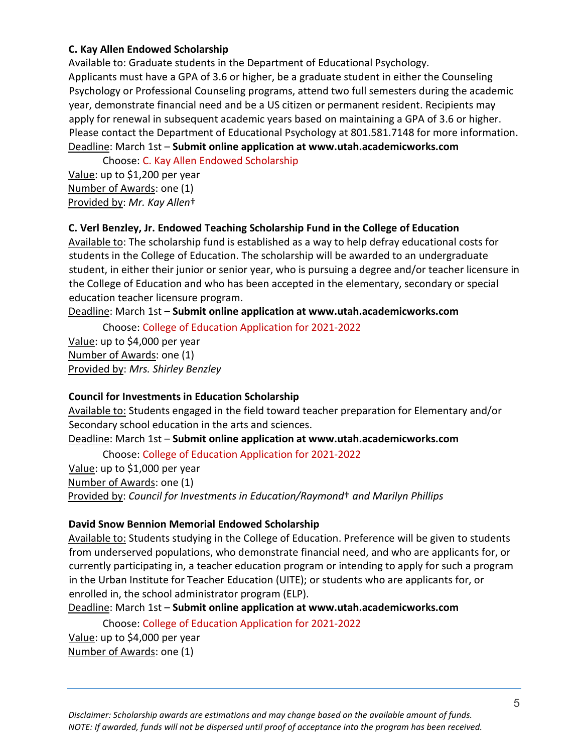**C. Kay Allen Endowed Scholarship**

Available to: Graduate students in the Department of Educational Psychology.
Applicants must have a GPA of 3.6 or higher, be a graduate student in either the Counseling Psychology or Professional Counseling programs, attend two full semesters during the academic year, demonstrate financial need and be a US citizen or permanent resident. Recipients may apply for renewal in subsequent academic years based on maintaining a GPA of 3.6 or higher. Please contact the Department of Educational Psychology at 801.581.7148 for more information.

Deadline: March 1st – **Submit online application at www.utah.academicworks.com**

Choose: C. Kay Allen Endowed Scholarship

Value: up to $1,200 per year
Number of Awards: one (1)
Provided by: *Mr. Kay Allen*†

**C. Verl Benzley, Jr. Endowed Teaching Scholarship Fund in the College of Education**

Available to: The scholarship fund is established as a way to help defray educational costs for students in the College of Education. The scholarship will be awarded to an undergraduate student, in either their junior or senior year, who is pursuing a degree and/or teacher licensure in the College of Education and who has been accepted in the elementary, secondary or special education teacher licensure program.

Deadline: March 1st – **Submit online application at www.utah.academicworks.com**

Choose: College of Education Application for 2021-2022

Value: up to $4,000 per year
Number of Awards: one (1)
Provided by: *Mrs. Shirley Benzley*

**Council for Investments in Education Scholarship**

Available to: Students engaged in the field toward teacher preparation for Elementary and/or Secondary school education in the arts and sciences.

Deadline: March 1st – **Submit online application at www.utah.academicworks.com**

Choose: College of Education Application for 2021-2022

Value: up to $1,000 per year
Number of Awards: one (1)
Provided by: *Council for Investments in Education/Raymond*† *and Marilyn Phillips*

**David Snow Bennion Memorial Endowed Scholarship**

Available to: Students studying in the College of Education. Preference will be given to students from underserved populations, who demonstrate financial need, and who are applicants for, or currently participating in, a teacher education program or intending to apply for such a program in the Urban Institute for Teacher Education (UITE); or students who are applicants for, or enrolled in, the school administrator program (ELP).

Deadline: March 1st – **Submit online application at www.utah.academicworks.com**

Choose: College of Education Application for 2021-2022

Value: up to $4,000 per year
Number of Awards: one (1)

*Disclaimer: Scholarship awards are estimations and may change based on the available amount of funds.*
*NOTE: If awarded, funds will not be dispersed until proof of acceptance into the program has been received.*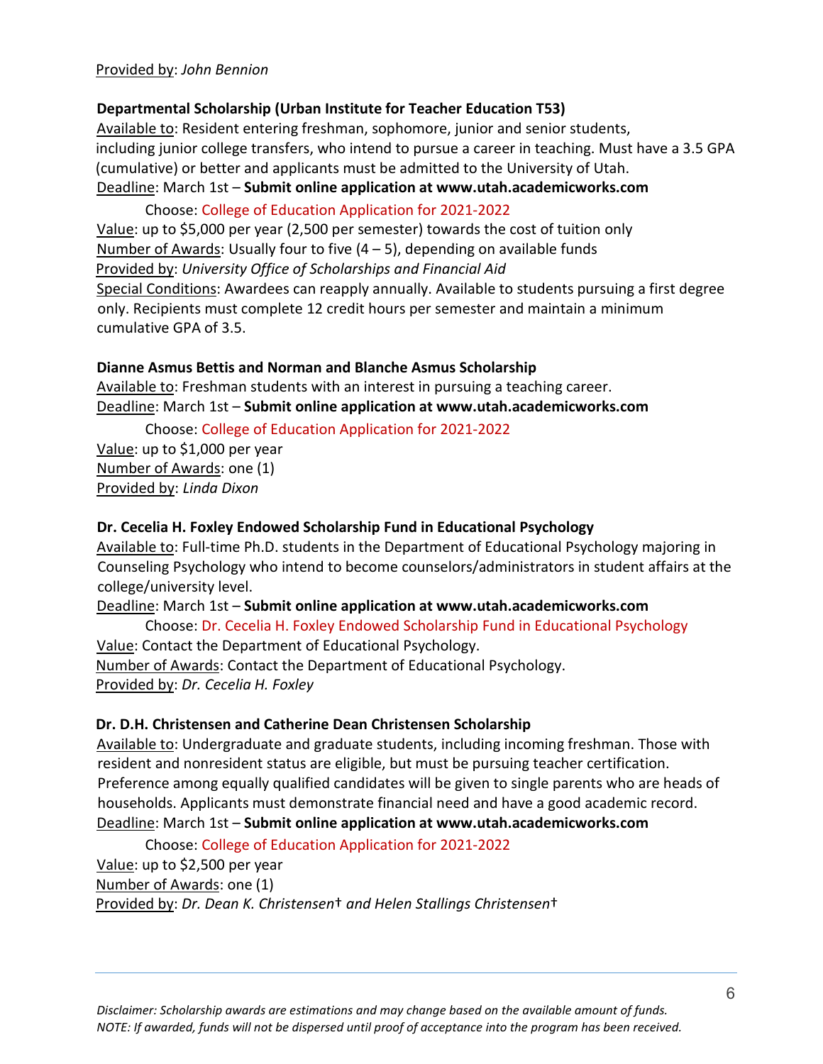Provided by: *John Bennion*

**Departmental Scholarship (Urban Institute for Teacher Education T53)**

Available to: Resident entering freshman, sophomore, junior and senior students, including junior college transfers, who intend to pursue a career in teaching. Must have a 3.5 GPA (cumulative) or better and applicants must be admitted to the University of Utah.

Deadline: March 1st – **Submit online application at www.utah.academicworks.com**

Choose: College of Education Application for 2021-2022

Value: up to $5,000 per year (2,500 per semester) towards the cost of tuition only

Number of Awards: Usually four to five (4 – 5), depending on available funds

Provided by: *University Office of Scholarships and Financial Aid*

Special Conditions: Awardees can reapply annually. Available to students pursuing a first degree only. Recipients must complete 12 credit hours per semester and maintain a minimum cumulative GPA of 3.5.

**Dianne Asmus Bettis and Norman and Blanche Asmus Scholarship**

Available to: Freshman students with an interest in pursuing a teaching career.

Deadline: March 1st – **Submit online application at www.utah.academicworks.com**

Choose: College of Education Application for 2021-2022

Value: up to $1,000 per year

Number of Awards: one (1)

Provided by: *Linda Dixon*

**Dr. Cecelia H. Foxley Endowed Scholarship Fund in Educational Psychology**

Available to: Full-time Ph.D. students in the Department of Educational Psychology majoring in Counseling Psychology who intend to become counselors/administrators in student affairs at the college/university level.

Deadline: March 1st – **Submit online application at www.utah.academicworks.com**

Choose: Dr. Cecelia H. Foxley Endowed Scholarship Fund in Educational Psychology

Value: Contact the Department of Educational Psychology.

Number of Awards: Contact the Department of Educational Psychology.

Provided by: *Dr. Cecelia H. Foxley*

**Dr. D.H. Christensen and Catherine Dean Christensen Scholarship**

Available to: Undergraduate and graduate students, including incoming freshman. Those with resident and nonresident status are eligible, but must be pursuing teacher certification. Preference among equally qualified candidates will be given to single parents who are heads of households. Applicants must demonstrate financial need and have a good academic record.

Deadline: March 1st – **Submit online application at www.utah.academicworks.com**

Choose: College of Education Application for 2021-2022

Value: up to $2,500 per year

Number of Awards: one (1)

Provided by: *Dr. Dean K. Christensen† and Helen Stallings Christensen†*

*Disclaimer: Scholarship awards are estimations and may change based on the available amount of funds.*
*NOTE: If awarded, funds will not be dispersed until proof of acceptance into the program has been received.*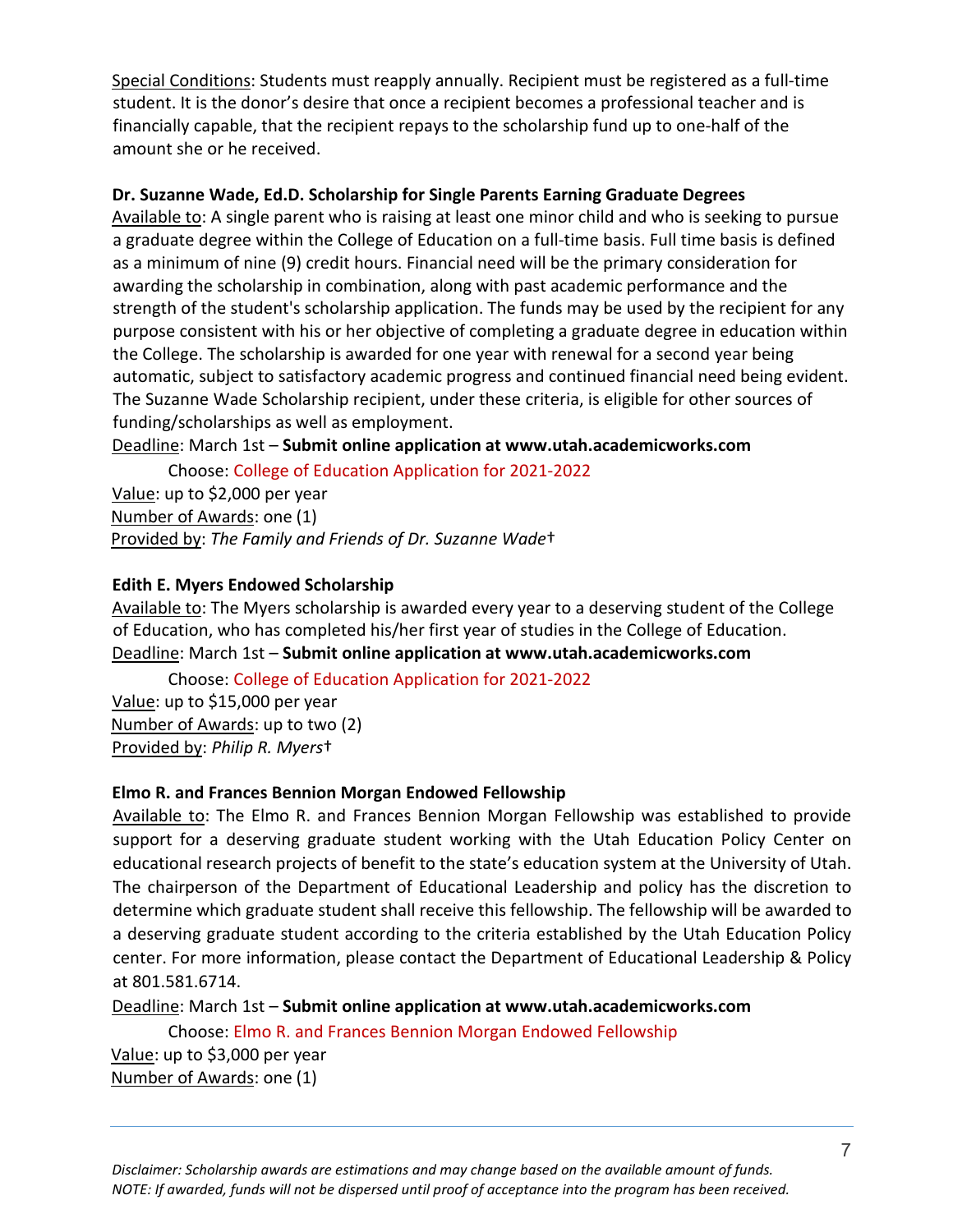Special Conditions: Students must reapply annually. Recipient must be registered as a full-time student. It is the donor's desire that once a recipient becomes a professional teacher and is financially capable, that the recipient repays to the scholarship fund up to one-half of the amount she or he received.

**Dr. Suzanne Wade, Ed.D. Scholarship for Single Parents Earning Graduate Degrees**

Available to: A single parent who is raising at least one minor child and who is seeking to pursue a graduate degree within the College of Education on a full-time basis. Full time basis is defined as a minimum of nine (9) credit hours. Financial need will be the primary consideration for awarding the scholarship in combination, along with past academic performance and the strength of the student's scholarship application. The funds may be used by the recipient for any purpose consistent with his or her objective of completing a graduate degree in education within the College. The scholarship is awarded for one year with renewal for a second year being automatic, subject to satisfactory academic progress and continued financial need being evident. The Suzanne Wade Scholarship recipient, under these criteria, is eligible for other sources of funding/scholarships as well as employment.

Deadline: March 1st – **Submit online application at www.utah.academicworks.com**

Choose: College of Education Application for 2021-2022

Value: up to $2,000 per year

Number of Awards: one (1)

Provided by: *The Family and Friends of Dr. Suzanne Wade*†

**Edith E. Myers Endowed Scholarship**

Available to: The Myers scholarship is awarded every year to a deserving student of the College of Education, who has completed his/her first year of studies in the College of Education.

Deadline: March 1st – **Submit online application at www.utah.academicworks.com**

Choose: College of Education Application for 2021-2022

Value: up to $15,000 per year

Number of Awards: up to two (2)

Provided by: *Philip R. Myers*†

**Elmo R. and Frances Bennion Morgan Endowed Fellowship**

Available to: The Elmo R. and Frances Bennion Morgan Fellowship was established to provide support for a deserving graduate student working with the Utah Education Policy Center on educational research projects of benefit to the state's education system at the University of Utah. The chairperson of the Department of Educational Leadership and policy has the discretion to determine which graduate student shall receive this fellowship. The fellowship will be awarded to a deserving graduate student according to the criteria established by the Utah Education Policy center. For more information, please contact the Department of Educational Leadership & Policy at 801.581.6714.

Deadline: March 1st – **Submit online application at www.utah.academicworks.com**

Choose: Elmo R. and Frances Bennion Morgan Endowed Fellowship

Value: up to $3,000 per year

Number of Awards: one (1)

*Disclaimer: Scholarship awards are estimations and may change based on the available amount of funds.*
*NOTE: If awarded, funds will not be dispersed until proof of acceptance into the program has been received.*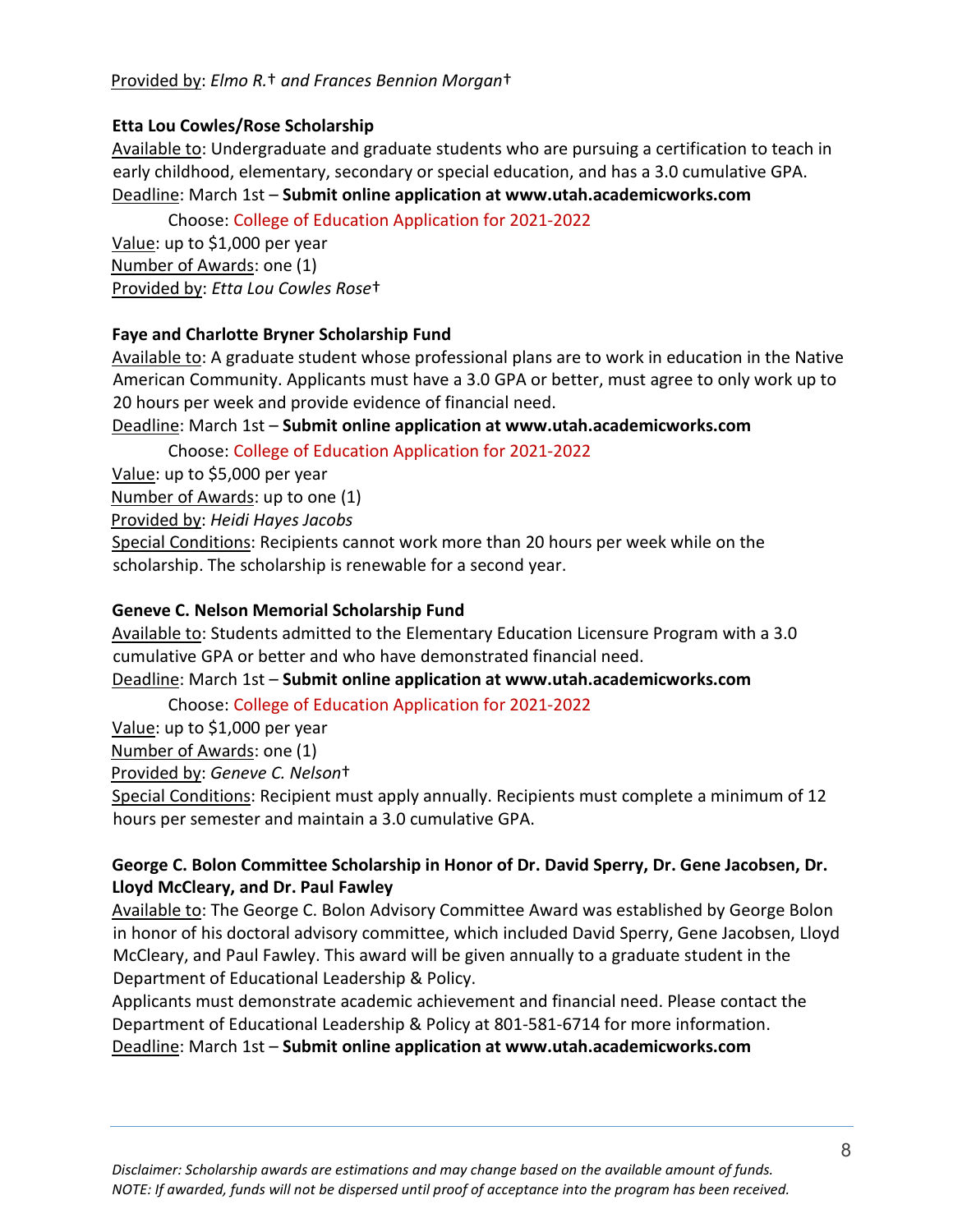Provided by: *Elmo R.† and Frances Bennion Morgan†*

**Etta Lou Cowles/Rose Scholarship**

Available to: Undergraduate and graduate students who are pursuing a certification to teach in early childhood, elementary, secondary or special education, and has a 3.0 cumulative GPA.
Deadline: March 1st – **Submit online application at www.utah.academicworks.com**

Choose: College of Education Application for 2021-2022

Value: up to $1,000 per year
Number of Awards: one (1)
Provided by: *Etta Lou Cowles Rose†*

**Faye and Charlotte Bryner Scholarship Fund**

Available to: A graduate student whose professional plans are to work in education in the Native American Community. Applicants must have a 3.0 GPA or better, must agree to only work up to 20 hours per week and provide evidence of financial need.
Deadline: March 1st – **Submit online application at www.utah.academicworks.com**

Choose: College of Education Application for 2021-2022

Value: up to $5,000 per year
Number of Awards: up to one (1)
Provided by: *Heidi Hayes Jacobs*
Special Conditions: Recipients cannot work more than 20 hours per week while on the scholarship. The scholarship is renewable for a second year.

**Geneve C. Nelson Memorial Scholarship Fund**

Available to: Students admitted to the Elementary Education Licensure Program with a 3.0 cumulative GPA or better and who have demonstrated financial need.
Deadline: March 1st – **Submit online application at www.utah.academicworks.com**

Choose: College of Education Application for 2021-2022

Value: up to $1,000 per year
Number of Awards: one (1)
Provided by: *Geneve C. Nelson†*
Special Conditions: Recipient must apply annually. Recipients must complete a minimum of 12 hours per semester and maintain a 3.0 cumulative GPA.

**George C. Bolon Committee Scholarship in Honor of Dr. David Sperry, Dr. Gene Jacobsen, Dr. Lloyd McCleary, and Dr. Paul Fawley**

Available to: The George C. Bolon Advisory Committee Award was established by George Bolon in honor of his doctoral advisory committee, which included David Sperry, Gene Jacobsen, Lloyd McCleary, and Paul Fawley. This award will be given annually to a graduate student in the Department of Educational Leadership & Policy.
Applicants must demonstrate academic achievement and financial need. Please contact the Department of Educational Leadership & Policy at 801-581-6714 for more information.
Deadline: March 1st – **Submit online application at www.utah.academicworks.com**

*Disclaimer: Scholarship awards are estimations and may change based on the available amount of funds.*
*NOTE: If awarded, funds will not be dispersed until proof of acceptance into the program has been received.*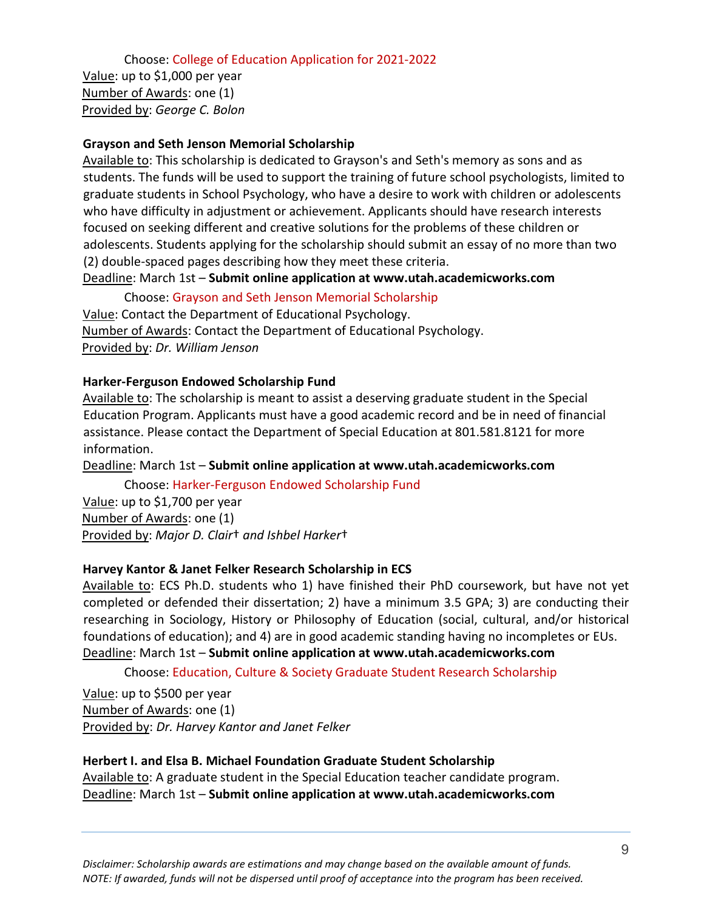Choose: College of Education Application for 2021-2022

Value: up to $1,000 per year
Number of Awards: one (1)
Provided by: *George C. Bolon*

**Grayson and Seth Jenson Memorial Scholarship**

Available to: This scholarship is dedicated to Grayson's and Seth's memory as sons and as students. The funds will be used to support the training of future school psychologists, limited to graduate students in School Psychology, who have a desire to work with children or adolescents who have difficulty in adjustment or achievement. Applicants should have research interests focused on seeking different and creative solutions for the problems of these children or adolescents. Students applying for the scholarship should submit an essay of no more than two (2) double-spaced pages describing how they meet these criteria.

Deadline: March 1st – **Submit online application at www.utah.academicworks.com**

Choose: Grayson and Seth Jenson Memorial Scholarship

Value: Contact the Department of Educational Psychology.
Number of Awards: Contact the Department of Educational Psychology.
Provided by: *Dr. William Jenson*

**Harker-Ferguson Endowed Scholarship Fund**

Available to: The scholarship is meant to assist a deserving graduate student in the Special Education Program. Applicants must have a good academic record and be in need of financial assistance. Please contact the Department of Special Education at 801.581.8121 for more information.

Deadline: March 1st – **Submit online application at www.utah.academicworks.com**

Choose: Harker-Ferguson Endowed Scholarship Fund

Value: up to $1,700 per year
Number of Awards: one (1)
Provided by: *Major D. Clair† and Ishbel Harker†*

**Harvey Kantor & Janet Felker Research Scholarship in ECS**

Available to: ECS Ph.D. students who 1) have finished their PhD coursework, but have not yet completed or defended their dissertation; 2) have a minimum 3.5 GPA; 3) are conducting their researching in Sociology, History or Philosophy of Education (social, cultural, and/or historical foundations of education); and 4) are in good academic standing having no incompletes or EUs.

Deadline: March 1st – **Submit online application at www.utah.academicworks.com**

Choose: Education, Culture & Society Graduate Student Research Scholarship

Value: up to $500 per year
Number of Awards: one (1)
Provided by: *Dr. Harvey Kantor and Janet Felker*

**Herbert I. and Elsa B. Michael Foundation Graduate Student Scholarship**

Available to: A graduate student in the Special Education teacher candidate program.

Deadline: March 1st – **Submit online application at www.utah.academicworks.com**

*Disclaimer: Scholarship awards are estimations and may change based on the available amount of funds.*
*NOTE: If awarded, funds will not be dispersed until proof of acceptance into the program has been received.*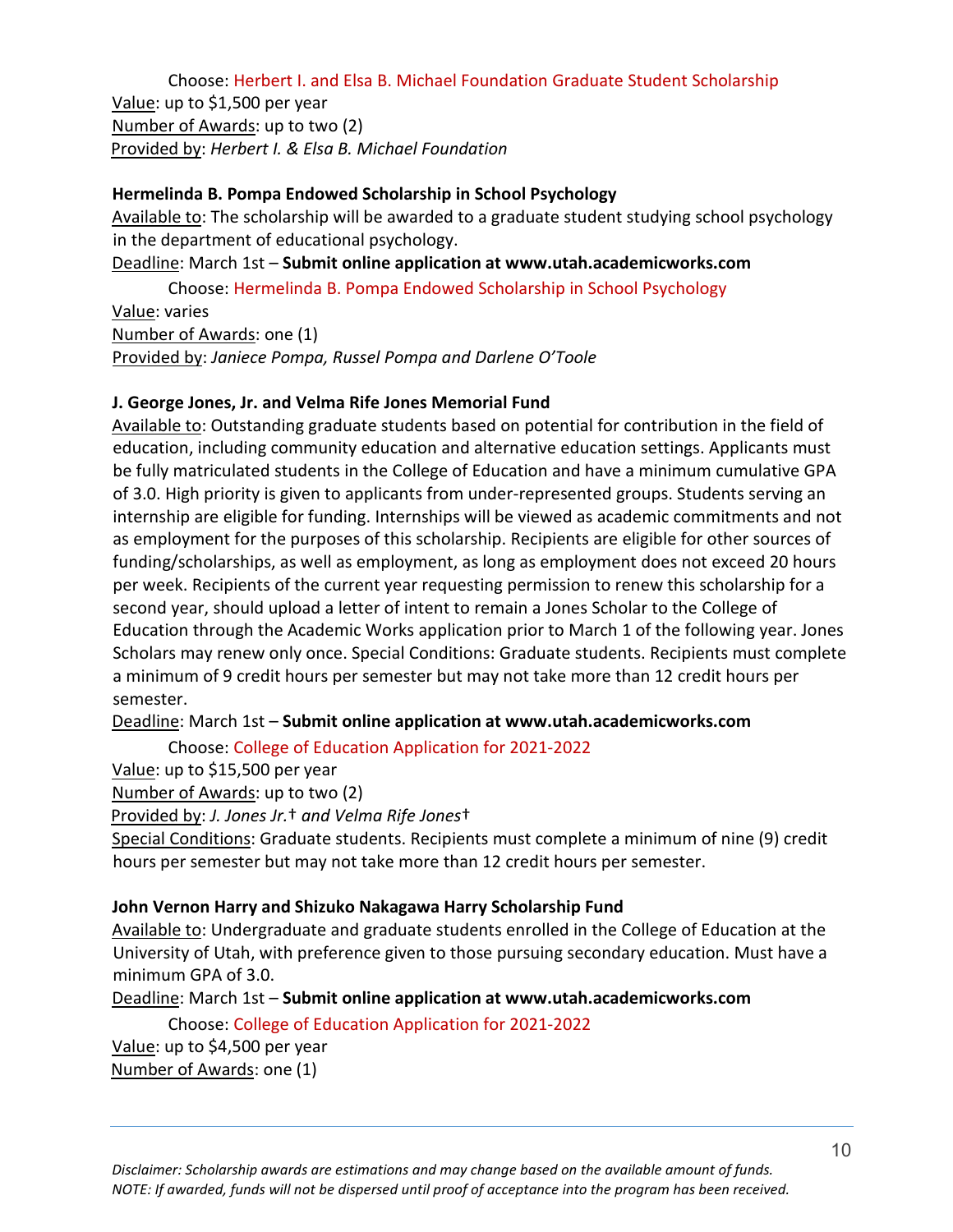Choose: Herbert I. and Elsa B. Michael Foundation Graduate Student Scholarship

Value: up to $1,500 per year

Number of Awards: up to two (2)

Provided by: *Herbert I. & Elsa B. Michael Foundation*

**Hermelinda B. Pompa Endowed Scholarship in School Psychology**

Available to: The scholarship will be awarded to a graduate student studying school psychology in the department of educational psychology.

Deadline: March 1st – **Submit online application at www.utah.academicworks.com**

Choose: Hermelinda B. Pompa Endowed Scholarship in School Psychology

Value: varies

Number of Awards: one (1)

Provided by: *Janiece Pompa, Russel Pompa and Darlene O'Toole*

**J. George Jones, Jr. and Velma Rife Jones Memorial Fund**

Available to: Outstanding graduate students based on potential for contribution in the field of education, including community education and alternative education settings. Applicants must be fully matriculated students in the College of Education and have a minimum cumulative GPA of 3.0. High priority is given to applicants from under-represented groups. Students serving an internship are eligible for funding. Internships will be viewed as academic commitments and not as employment for the purposes of this scholarship. Recipients are eligible for other sources of funding/scholarships, as well as employment, as long as employment does not exceed 20 hours per week. Recipients of the current year requesting permission to renew this scholarship for a second year, should upload a letter of intent to remain a Jones Scholar to the College of Education through the Academic Works application prior to March 1 of the following year. Jones Scholars may renew only once. Special Conditions: Graduate students. Recipients must complete a minimum of 9 credit hours per semester but may not take more than 12 credit hours per semester.

Deadline: March 1st – **Submit online application at www.utah.academicworks.com**

Choose: College of Education Application for 2021-2022

Value: up to $15,500 per year

Number of Awards: up to two (2)

Provided by: *J. Jones Jr.† and Velma Rife Jones†*

Special Conditions: Graduate students. Recipients must complete a minimum of nine (9) credit hours per semester but may not take more than 12 credit hours per semester.

**John Vernon Harry and Shizuko Nakagawa Harry Scholarship Fund**

Available to: Undergraduate and graduate students enrolled in the College of Education at the University of Utah, with preference given to those pursuing secondary education. Must have a minimum GPA of 3.0.

Deadline: March 1st – **Submit online application at www.utah.academicworks.com**

Choose: College of Education Application for 2021-2022

Value: up to $4,500 per year

Number of Awards: one (1)

*Disclaimer: Scholarship awards are estimations and may change based on the available amount of funds.*
*NOTE: If awarded, funds will not be dispersed until proof of acceptance into the program has been received.*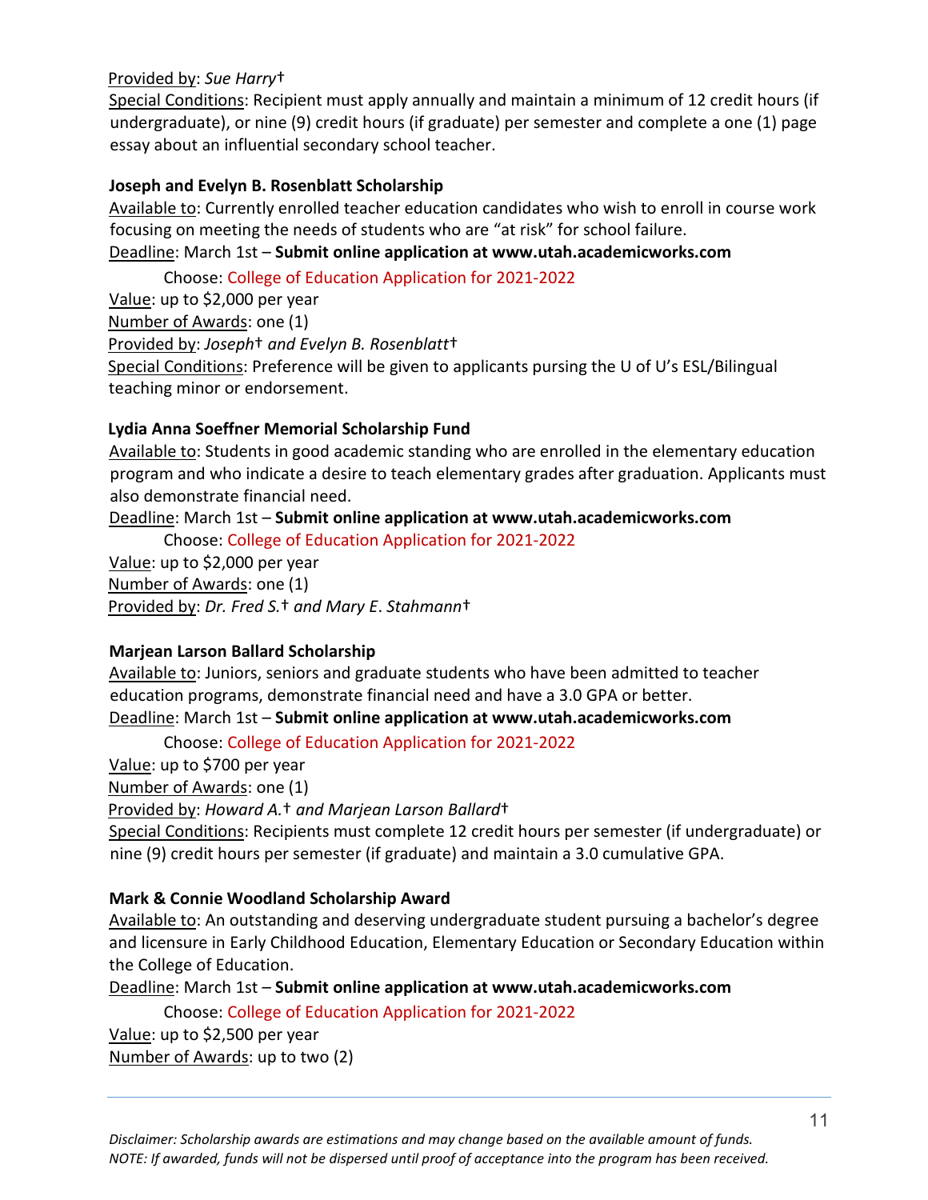Provided by: *Sue Harry†*
Special Conditions: Recipient must apply annually and maintain a minimum of 12 credit hours (if undergraduate), or nine (9) credit hours (if graduate) per semester and complete a one (1) page essay about an influential secondary school teacher.

**Joseph and Evelyn B. Rosenblatt Scholarship**
Available to: Currently enrolled teacher education candidates who wish to enroll in course work focusing on meeting the needs of students who are "at risk" for school failure.
Deadline: March 1st – **Submit online application at www.utah.academicworks.com**
Choose: College of Education Application for 2021-2022
Value: up to $2,000 per year
Number of Awards: one (1)
Provided by: *Joseph† and Evelyn B. Rosenblatt†*
Special Conditions: Preference will be given to applicants pursing the U of U's ESL/Bilingual teaching minor or endorsement.

**Lydia Anna Soeffner Memorial Scholarship Fund**
Available to: Students in good academic standing who are enrolled in the elementary education program and who indicate a desire to teach elementary grades after graduation. Applicants must also demonstrate financial need.
Deadline: March 1st – **Submit online application at www.utah.academicworks.com**
Choose: College of Education Application for 2021-2022
Value: up to $2,000 per year
Number of Awards: one (1)
Provided by: *Dr. Fred S.† and Mary E. Stahmann†*

**Marjean Larson Ballard Scholarship**
Available to: Juniors, seniors and graduate students who have been admitted to teacher education programs, demonstrate financial need and have a 3.0 GPA or better.
Deadline: March 1st – **Submit online application at www.utah.academicworks.com**
Choose: College of Education Application for 2021-2022
Value: up to $700 per year
Number of Awards: one (1)
Provided by: *Howard A.† and Marjean Larson Ballard†*
Special Conditions: Recipients must complete 12 credit hours per semester (if undergraduate) or nine (9) credit hours per semester (if graduate) and maintain a 3.0 cumulative GPA.

**Mark & Connie Woodland Scholarship Award**
Available to: An outstanding and deserving undergraduate student pursuing a bachelor's degree and licensure in Early Childhood Education, Elementary Education or Secondary Education within the College of Education.
Deadline: March 1st – **Submit online application at www.utah.academicworks.com**
Choose: College of Education Application for 2021-2022
Value: up to $2,500 per year
Number of Awards: up to two (2)

*Disclaimer: Scholarship awards are estimations and may change based on the available amount of funds.*
*NOTE: If awarded, funds will not be dispersed until proof of acceptance into the program has been received.*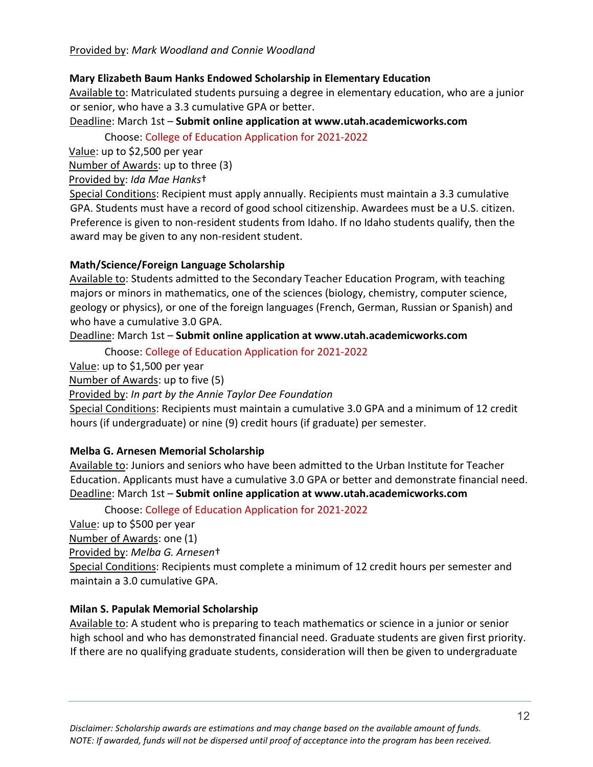Provided by: *Mark Woodland and Connie Woodland*

**Mary Elizabeth Baum Hanks Endowed Scholarship in Elementary Education**

Available to: Matriculated students pursuing a degree in elementary education, who are a junior or senior, who have a 3.3 cumulative GPA or better.

Deadline: March 1st – **Submit online application at www.utah.academicworks.com**

Choose: College of Education Application for 2021-2022

Value: up to $2,500 per year

Number of Awards: up to three (3)

Provided by: *Ida Mae Hanks*†

Special Conditions: Recipient must apply annually. Recipients must maintain a 3.3 cumulative GPA. Students must have a record of good school citizenship. Awardees must be a U.S. citizen. Preference is given to non-resident students from Idaho. If no Idaho students qualify, then the award may be given to any non-resident student.

**Math/Science/Foreign Language Scholarship**

Available to: Students admitted to the Secondary Teacher Education Program, with teaching majors or minors in mathematics, one of the sciences (biology, chemistry, computer science, geology or physics), or one of the foreign languages (French, German, Russian or Spanish) and who have a cumulative 3.0 GPA.

Deadline: March 1st – **Submit online application at www.utah.academicworks.com**

Choose: College of Education Application for 2021-2022

Value: up to $1,500 per year

Number of Awards: up to five (5)

Provided by: *In part by the Annie Taylor Dee Foundation*

Special Conditions: Recipients must maintain a cumulative 3.0 GPA and a minimum of 12 credit hours (if undergraduate) or nine (9) credit hours (if graduate) per semester.

**Melba G. Arnesen Memorial Scholarship**

Available to: Juniors and seniors who have been admitted to the Urban Institute for Teacher Education. Applicants must have a cumulative 3.0 GPA or better and demonstrate financial need.

Deadline: March 1st – **Submit online application at www.utah.academicworks.com**

Choose: College of Education Application for 2021-2022

Value: up to $500 per year

Number of Awards: one (1)

Provided by: *Melba G. Arnesen*†

Special Conditions: Recipients must complete a minimum of 12 credit hours per semester and maintain a 3.0 cumulative GPA.

**Milan S. Papulak Memorial Scholarship**

Available to: A student who is preparing to teach mathematics or science in a junior or senior high school and who has demonstrated financial need. Graduate students are given first priority. If there are no qualifying graduate students, consideration will then be given to undergraduate

*Disclaimer: Scholarship awards are estimations and may change based on the available amount of funds.*
*NOTE: If awarded, funds will not be dispersed until proof of acceptance into the program has been received.*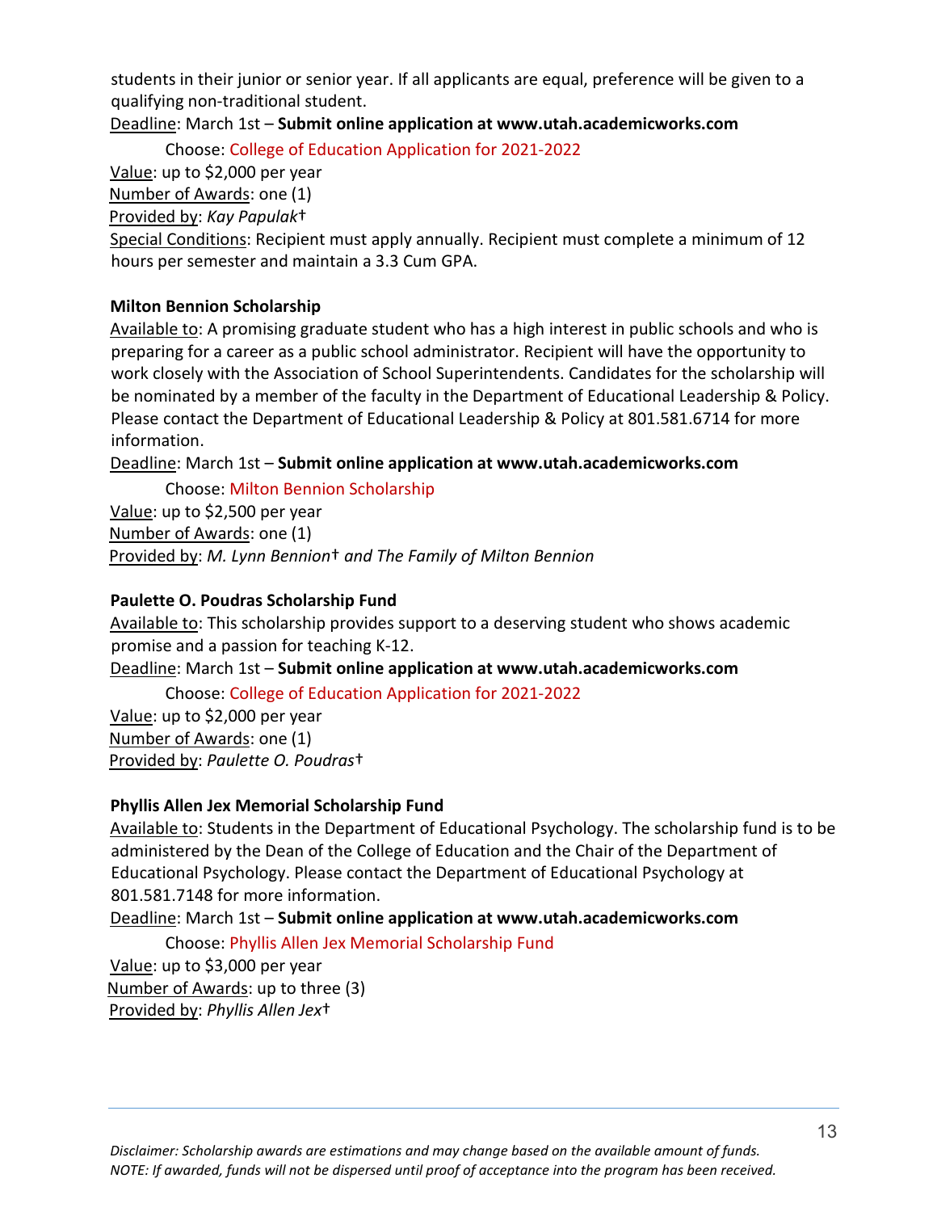students in their junior or senior year. If all applicants are equal, preference will be given to a qualifying non-traditional student.

Deadline: March 1st – **Submit online application at www.utah.academicworks.com**

Choose: College of Education Application for 2021-2022

Value: up to $2,000 per year

Number of Awards: one (1)

Provided by: *Kay Papulak*†

Special Conditions: Recipient must apply annually. Recipient must complete a minimum of 12 hours per semester and maintain a 3.3 Cum GPA.

**Milton Bennion Scholarship**

Available to: A promising graduate student who has a high interest in public schools and who is preparing for a career as a public school administrator. Recipient will have the opportunity to work closely with the Association of School Superintendents. Candidates for the scholarship will be nominated by a member of the faculty in the Department of Educational Leadership & Policy. Please contact the Department of Educational Leadership & Policy at 801.581.6714 for more information.

Deadline: March 1st – **Submit online application at www.utah.academicworks.com**

Choose: Milton Bennion Scholarship

Value: up to $2,500 per year

Number of Awards: one (1)

Provided by: *M. Lynn Bennion† and The Family of Milton Bennion*

**Paulette O. Poudras Scholarship Fund**

Available to: This scholarship provides support to a deserving student who shows academic promise and a passion for teaching K-12.

Deadline: March 1st – **Submit online application at www.utah.academicworks.com**

Choose: College of Education Application for 2021-2022

Value: up to $2,000 per year

Number of Awards: one (1)

Provided by: *Paulette O. Poudras*†

**Phyllis Allen Jex Memorial Scholarship Fund**

Available to: Students in the Department of Educational Psychology. The scholarship fund is to be administered by the Dean of the College of Education and the Chair of the Department of Educational Psychology. Please contact the Department of Educational Psychology at 801.581.7148 for more information.

Deadline: March 1st – **Submit online application at www.utah.academicworks.com**

Choose: Phyllis Allen Jex Memorial Scholarship Fund

Value: up to $3,000 per year

Number of Awards: up to three (3)

Provided by: *Phyllis Allen Jex*†

*Disclaimer: Scholarship awards are estimations and may change based on the available amount of funds.*
*NOTE: If awarded, funds will not be dispersed until proof of acceptance into the program has been received.*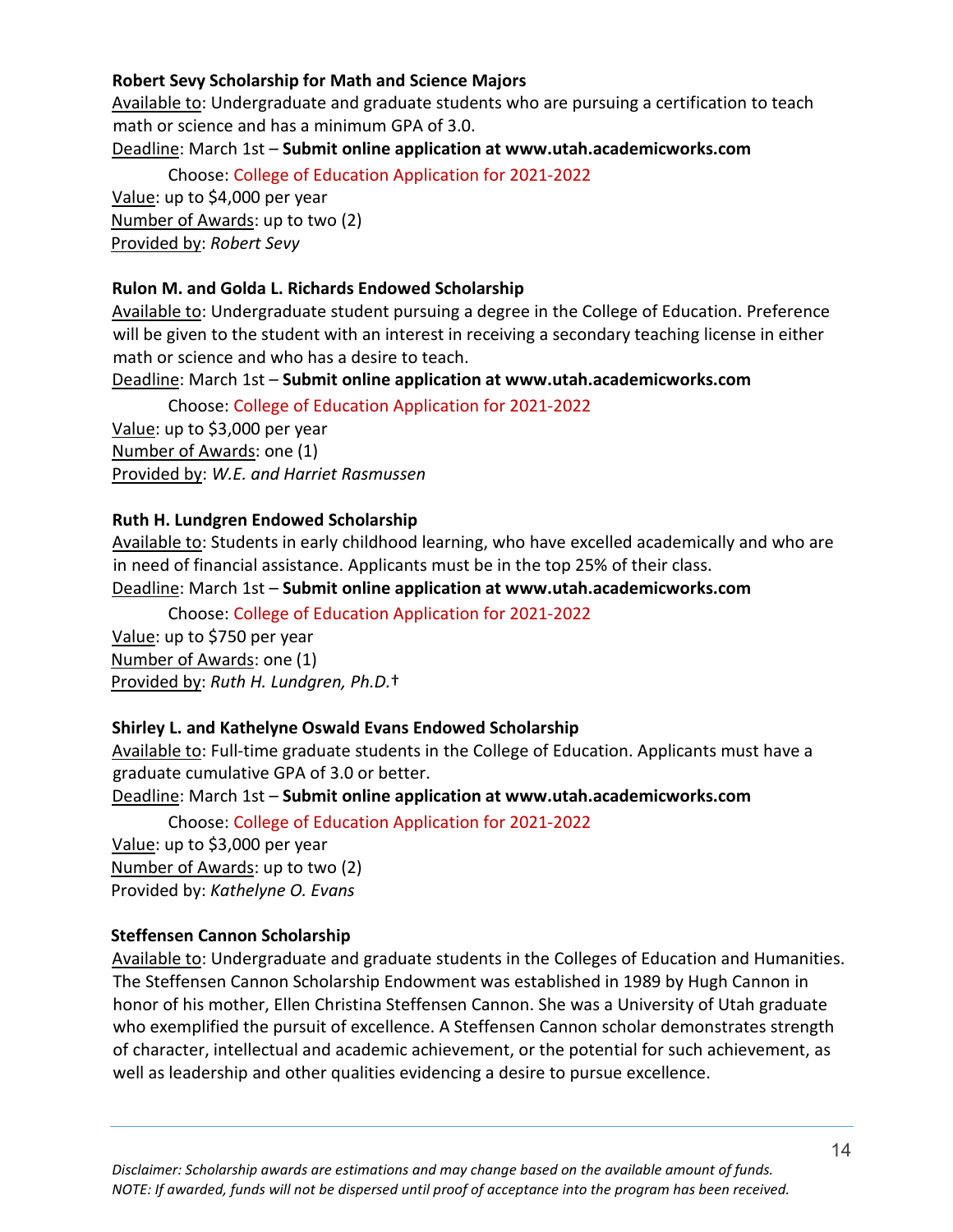**Robert Sevy Scholarship for Math and Science Majors**

Available to: Undergraduate and graduate students who are pursuing a certification to teach math or science and has a minimum GPA of 3.0.

Deadline: March 1st – **Submit online application at www.utah.academicworks.com**

Choose: College of Education Application for 2021-2022

Value: up to $4,000 per year

Number of Awards: up to two (2)

Provided by: *Robert Sevy*

**Rulon M. and Golda L. Richards Endowed Scholarship**

Available to: Undergraduate student pursuing a degree in the College of Education. Preference will be given to the student with an interest in receiving a secondary teaching license in either math or science and who has a desire to teach.

Deadline: March 1st – **Submit online application at www.utah.academicworks.com**

Choose: College of Education Application for 2021-2022

Value: up to $3,000 per year

Number of Awards: one (1)

Provided by: *W.E. and Harriet Rasmussen*

**Ruth H. Lundgren Endowed Scholarship**

Available to: Students in early childhood learning, who have excelled academically and who are in need of financial assistance. Applicants must be in the top 25% of their class.

Deadline: March 1st – **Submit online application at www.utah.academicworks.com**

Choose: College of Education Application for 2021-2022

Value: up to $750 per year

Number of Awards: one (1)

Provided by: *Ruth H. Lundgren, Ph.D.*†

**Shirley L. and Kathelyne Oswald Evans Endowed Scholarship**

Available to: Full-time graduate students in the College of Education. Applicants must have a graduate cumulative GPA of 3.0 or better.

Deadline: March 1st – **Submit online application at www.utah.academicworks.com**

Choose: College of Education Application for 2021-2022

Value: up to $3,000 per year

Number of Awards: up to two (2)

Provided by: *Kathelyne O. Evans*

**Steffensen Cannon Scholarship**

Available to: Undergraduate and graduate students in the Colleges of Education and Humanities. The Steffensen Cannon Scholarship Endowment was established in 1989 by Hugh Cannon in honor of his mother, Ellen Christina Steffensen Cannon. She was a University of Utah graduate who exemplified the pursuit of excellence. A Steffensen Cannon scholar demonstrates strength of character, intellectual and academic achievement, or the potential for such achievement, as well as leadership and other qualities evidencing a desire to pursue excellence.

*Disclaimer: Scholarship awards are estimations and may change based on the available amount of funds.*
*NOTE: If awarded, funds will not be dispersed until proof of acceptance into the program has been received.*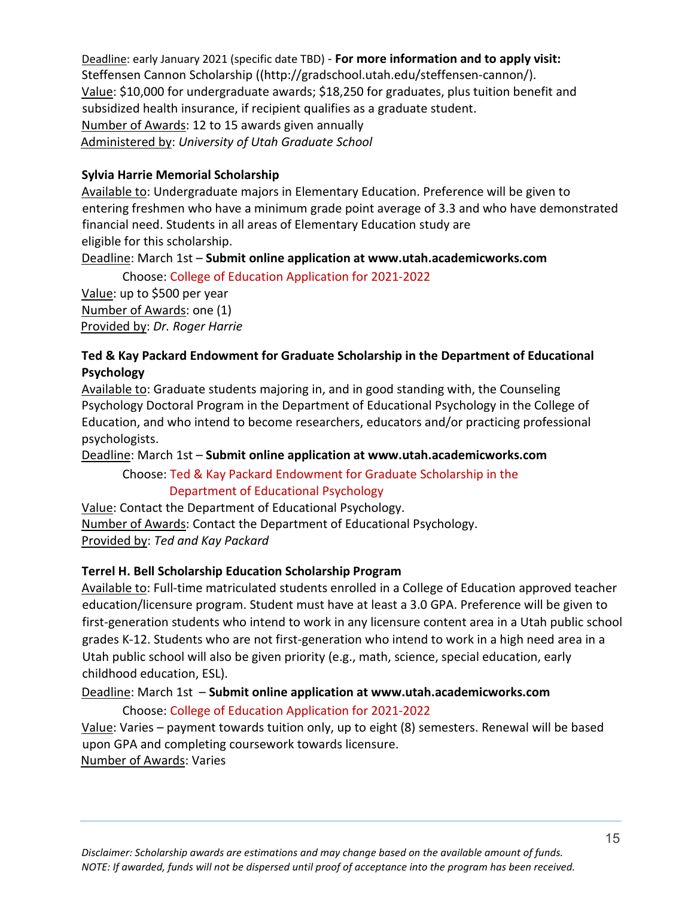Deadline: early January 2021 (specific date TBD) - **For more information and to apply visit:** Steffensen Cannon Scholarship ((http://gradschool.utah.edu/steffensen-cannon/).
Value: $10,000 for undergraduate awards; $18,250 for graduates, plus tuition benefit and subsidized health insurance, if recipient qualifies as a graduate student.
Number of Awards: 12 to 15 awards given annually
Administered by: *University of Utah Graduate School*

**Sylvia Harrie Memorial Scholarship**
Available to: Undergraduate majors in Elementary Education. Preference will be given to entering freshmen who have a minimum grade point average of 3.3 and who have demonstrated financial need. Students in all areas of Elementary Education study are eligible for this scholarship.
Deadline: March 1st – **Submit online application at www.utah.academicworks.com**
Choose: College of Education Application for 2021-2022
Value: up to $500 per year
Number of Awards: one (1)
Provided by: *Dr. Roger Harrie*

**Ted & Kay Packard Endowment for Graduate Scholarship in the Department of Educational Psychology**
Available to: Graduate students majoring in, and in good standing with, the Counseling Psychology Doctoral Program in the Department of Educational Psychology in the College of Education, and who intend to become researchers, educators and/or practicing professional psychologists.
Deadline: March 1st – **Submit online application at www.utah.academicworks.com**
Choose: Ted & Kay Packard Endowment for Graduate Scholarship in the Department of Educational Psychology
Value: Contact the Department of Educational Psychology.
Number of Awards: Contact the Department of Educational Psychology.
Provided by: *Ted and Kay Packard*

**Terrel H. Bell Scholarship Education Scholarship Program**
Available to: Full-time matriculated students enrolled in a College of Education approved teacher education/licensure program. Student must have at least a 3.0 GPA. Preference will be given to first-generation students who intend to work in any licensure content area in a Utah public school grades K-12. Students who are not first-generation who intend to work in a high need area in a Utah public school will also be given priority (e.g., math, science, special education, early childhood education, ESL).
Deadline: March 1st – **Submit online application at www.utah.academicworks.com**
Choose: College of Education Application for 2021-2022
Value: Varies – payment towards tuition only, up to eight (8) semesters. Renewal will be based upon GPA and completing coursework towards licensure.
Number of Awards: Varies

*Disclaimer: Scholarship awards are estimations and may change based on the available amount of funds.*
*NOTE: If awarded, funds will not be dispersed until proof of acceptance into the program has been received.*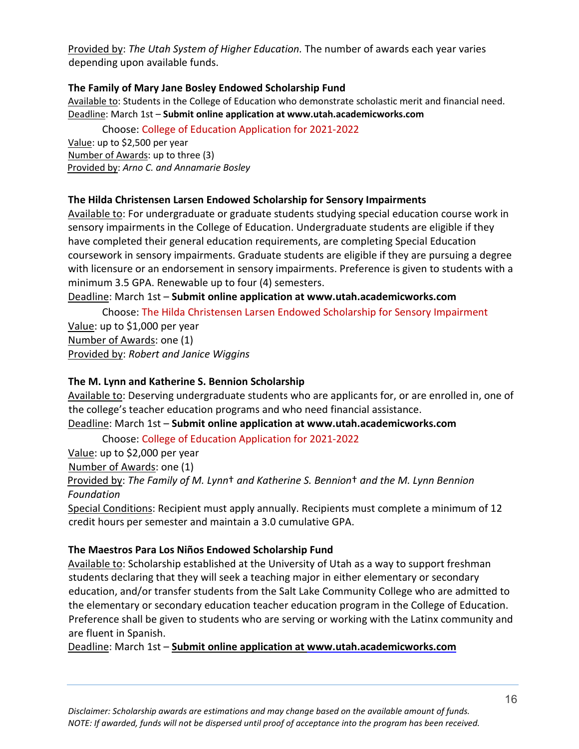Provided by: *The Utah System of Higher Education.* The number of awards each year varies depending upon available funds.

**The Family of Mary Jane Bosley Endowed Scholarship Fund**

Available to: Students in the College of Education who demonstrate scholastic merit and financial need.
Deadline: March 1st – **Submit online application at www.utah.academicworks.com**

Choose: College of Education Application for 2021-2022

Value: up to $2,500 per year
Number of Awards: up to three (3)
Provided by: *Arno C. and Annamarie Bosley*

**The Hilda Christensen Larsen Endowed Scholarship for Sensory Impairments**

Available to: For undergraduate or graduate students studying special education course work in sensory impairments in the College of Education. Undergraduate students are eligible if they have completed their general education requirements, are completing Special Education coursework in sensory impairments. Graduate students are eligible if they are pursuing a degree with licensure or an endorsement in sensory impairments. Preference is given to students with a minimum 3.5 GPA. Renewable up to four (4) semesters.
Deadline: March 1st – **Submit online application at www.utah.academicworks.com**

Choose: The Hilda Christensen Larsen Endowed Scholarship for Sensory Impairment

Value: up to $1,000 per year
Number of Awards: one (1)
Provided by: *Robert and Janice Wiggins*

**The M. Lynn and Katherine S. Bennion Scholarship**

Available to: Deserving undergraduate students who are applicants for, or are enrolled in, one of the college's teacher education programs and who need financial assistance.
Deadline: March 1st – **Submit online application at www.utah.academicworks.com**

Choose: College of Education Application for 2021-2022

Value: up to $2,000 per year
Number of Awards: one (1)
Provided by: *The Family of M. Lynn† and Katherine S. Bennion† and the M. Lynn Bennion Foundation*
Special Conditions: Recipient must apply annually. Recipients must complete a minimum of 12 credit hours per semester and maintain a 3.0 cumulative GPA.

**The Maestros Para Los Niños Endowed Scholarship Fund**

Available to: Scholarship established at the University of Utah as a way to support freshman students declaring that they will seek a teaching major in either elementary or secondary education, and/or transfer students from the Salt Lake Community College who are admitted to the elementary or secondary education teacher education program in the College of Education. Preference shall be given to students who are serving or working with the Latinx community and are fluent in Spanish.
Deadline: March 1st – **Submit online application at www.utah.academicworks.com**

*Disclaimer: Scholarship awards are estimations and may change based on the available amount of funds.*
*NOTE: If awarded, funds will not be dispersed until proof of acceptance into the program has been received.*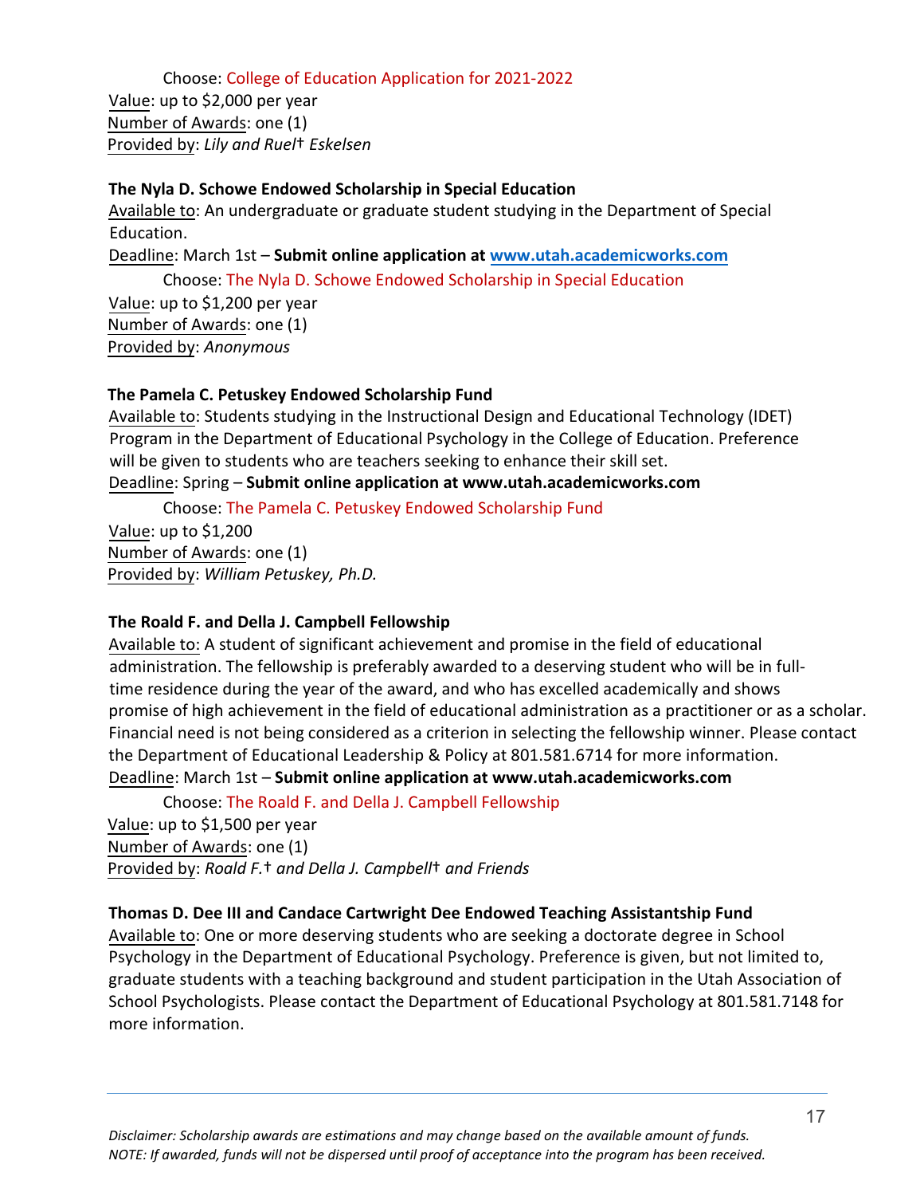Choose: College of Education Application for 2021-2022

Value: up to $2,000 per year
Number of Awards: one (1)
Provided by: *Lily and Ruel† Eskelsen*

**The Nyla D. Schowe Endowed Scholarship in Special Education**

Available to: An undergraduate or graduate student studying in the Department of Special Education.

Deadline: March 1st – **Submit online application at [www.utah.academicworks.com](www.utah.academicworks.com)**

Choose: The Nyla D. Schowe Endowed Scholarship in Special Education

Value: up to $1,200 per year
Number of Awards: one (1)
Provided by: *Anonymous*

**The Pamela C. Petuskey Endowed Scholarship Fund**

Available to: Students studying in the Instructional Design and Educational Technology (IDET) Program in the Department of Educational Psychology in the College of Education. Preference will be given to students who are teachers seeking to enhance their skill set.

Deadline: Spring – **Submit online application at www.utah.academicworks.com**

Choose: The Pamela C. Petuskey Endowed Scholarship Fund

Value: up to $1,200
Number of Awards: one (1)
Provided by: *William Petuskey, Ph.D.*

**The Roald F. and Della J. Campbell Fellowship**

Available to: A student of significant achievement and promise in the field of educational administration. The fellowship is preferably awarded to a deserving student who will be in full-time residence during the year of the award, and who has excelled academically and shows promise of high achievement in the field of educational administration as a practitioner or as a scholar. Financial need is not being considered as a criterion in selecting the fellowship winner. Please contact the Department of Educational Leadership & Policy at 801.581.6714 for more information.

Deadline: March 1st – **Submit online application at www.utah.academicworks.com**

Choose: The Roald F. and Della J. Campbell Fellowship

Value: up to $1,500 per year
Number of Awards: one (1)
Provided by: *Roald F.† and Della J. Campbell† and Friends*

**Thomas D. Dee III and Candace Cartwright Dee Endowed Teaching Assistantship Fund**

Available to: One or more deserving students who are seeking a doctorate degree in School Psychology in the Department of Educational Psychology. Preference is given, but not limited to, graduate students with a teaching background and student participation in the Utah Association of School Psychologists. Please contact the Department of Educational Psychology at 801.581.7148 for more information.

*Disclaimer: Scholarship awards are estimations and may change based on the available amount of funds.*
*NOTE: If awarded, funds will not be dispersed until proof of acceptance into the program has been received.*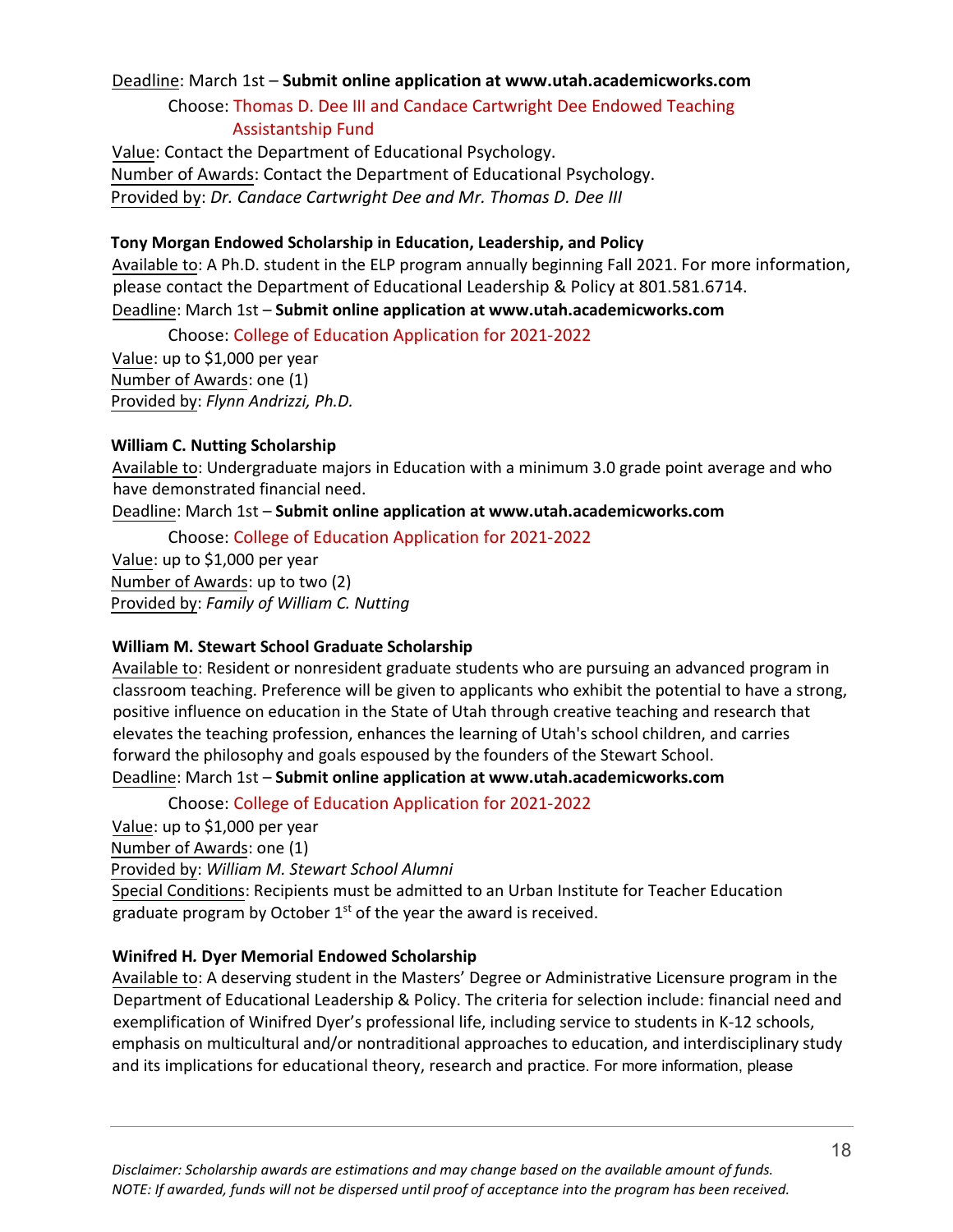Deadline: March 1st – **Submit online application at www.utah.academicworks.com**

Choose: Thomas D. Dee III and Candace Cartwright Dee Endowed Teaching Assistantship Fund

Value: Contact the Department of Educational Psychology.
Number of Awards: Contact the Department of Educational Psychology.
Provided by: *Dr. Candace Cartwright Dee and Mr. Thomas D. Dee III*

**Tony Morgan Endowed Scholarship in Education, Leadership, and Policy**

Available to: A Ph.D. student in the ELP program annually beginning Fall 2021. For more information, please contact the Department of Educational Leadership & Policy at 801.581.6714.
Deadline: March 1st – **Submit online application at www.utah.academicworks.com**

Choose: College of Education Application for 2021-2022

Value: up to $1,000 per year
Number of Awards: one (1)
Provided by: *Flynn Andrizzi, Ph.D.*

**William C. Nutting Scholarship**

Available to: Undergraduate majors in Education with a minimum 3.0 grade point average and who have demonstrated financial need.
Deadline: March 1st – **Submit online application at www.utah.academicworks.com**

Choose: College of Education Application for 2021-2022

Value: up to $1,000 per year
Number of Awards: up to two (2)
Provided by: *Family of William C. Nutting*

**William M. Stewart School Graduate Scholarship**

Available to: Resident or nonresident graduate students who are pursuing an advanced program in classroom teaching. Preference will be given to applicants who exhibit the potential to have a strong, positive influence on education in the State of Utah through creative teaching and research that elevates the teaching profession, enhances the learning of Utah's school children, and carries forward the philosophy and goals espoused by the founders of the Stewart School.
Deadline: March 1st – **Submit online application at www.utah.academicworks.com**

Choose: College of Education Application for 2021-2022

Value: up to $1,000 per year
Number of Awards: one (1)
Provided by: *William M. Stewart School Alumni*
Special Conditions: Recipients must be admitted to an Urban Institute for Teacher Education graduate program by October 1st of the year the award is received.

**Winifred H. Dyer Memorial Endowed Scholarship**

Available to: A deserving student in the Masters' Degree or Administrative Licensure program in the Department of Educational Leadership & Policy. The criteria for selection include: financial need and exemplification of Winifred Dyer's professional life, including service to students in K-12 schools, emphasis on multicultural and/or nontraditional approaches to education, and interdisciplinary study and its implications for educational theory, research and practice. For more information, please

*Disclaimer: Scholarship awards are estimations and may change based on the available amount of funds.*
*NOTE: If awarded, funds will not be dispersed until proof of acceptance into the program has been received.*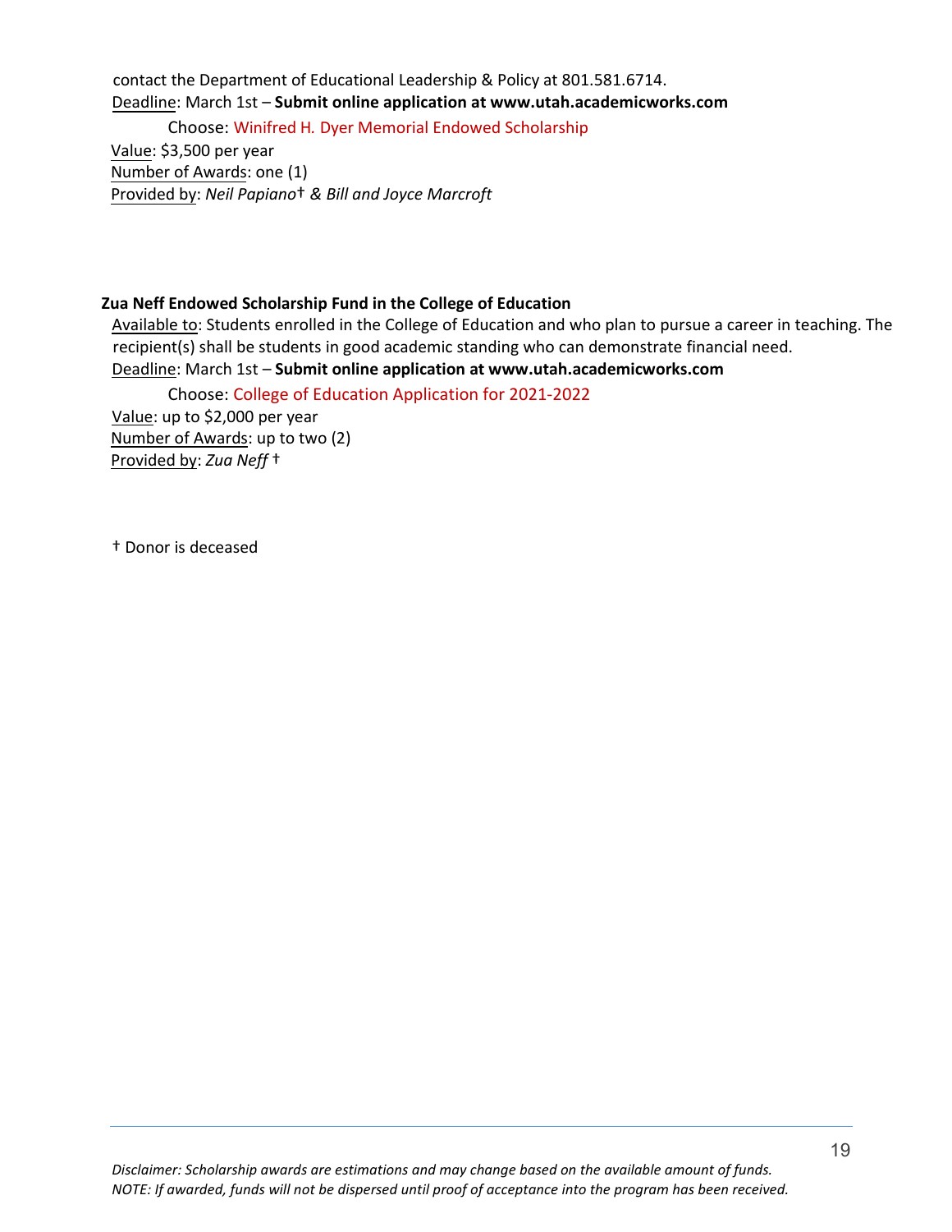contact the Department of Educational Leadership & Policy at 801.581.6714.
Deadline: March 1st – **Submit online application at www.utah.academicworks.com**

Choose: Winifred H. Dyer Memorial Endowed Scholarship

Value: $3,500 per year
Number of Awards: one (1)
Provided by: *Neil Papiano*† *& Bill and Joyce Marcroft*

**Zua Neff Endowed Scholarship Fund in the College of Education**

Available to: Students enrolled in the College of Education and who plan to pursue a career in teaching. The recipient(s) shall be students in good academic standing who can demonstrate financial need.
Deadline: March 1st – **Submit online application at www.utah.academicworks.com**

Choose: College of Education Application for 2021-2022

Value: up to $2,000 per year
Number of Awards: up to two (2)
Provided by: *Zua Neff* †

† Donor is deceased

*Disclaimer: Scholarship awards are estimations and may change based on the available amount of funds.*
*NOTE: If awarded, funds will not be dispersed until proof of acceptance into the program has been received.*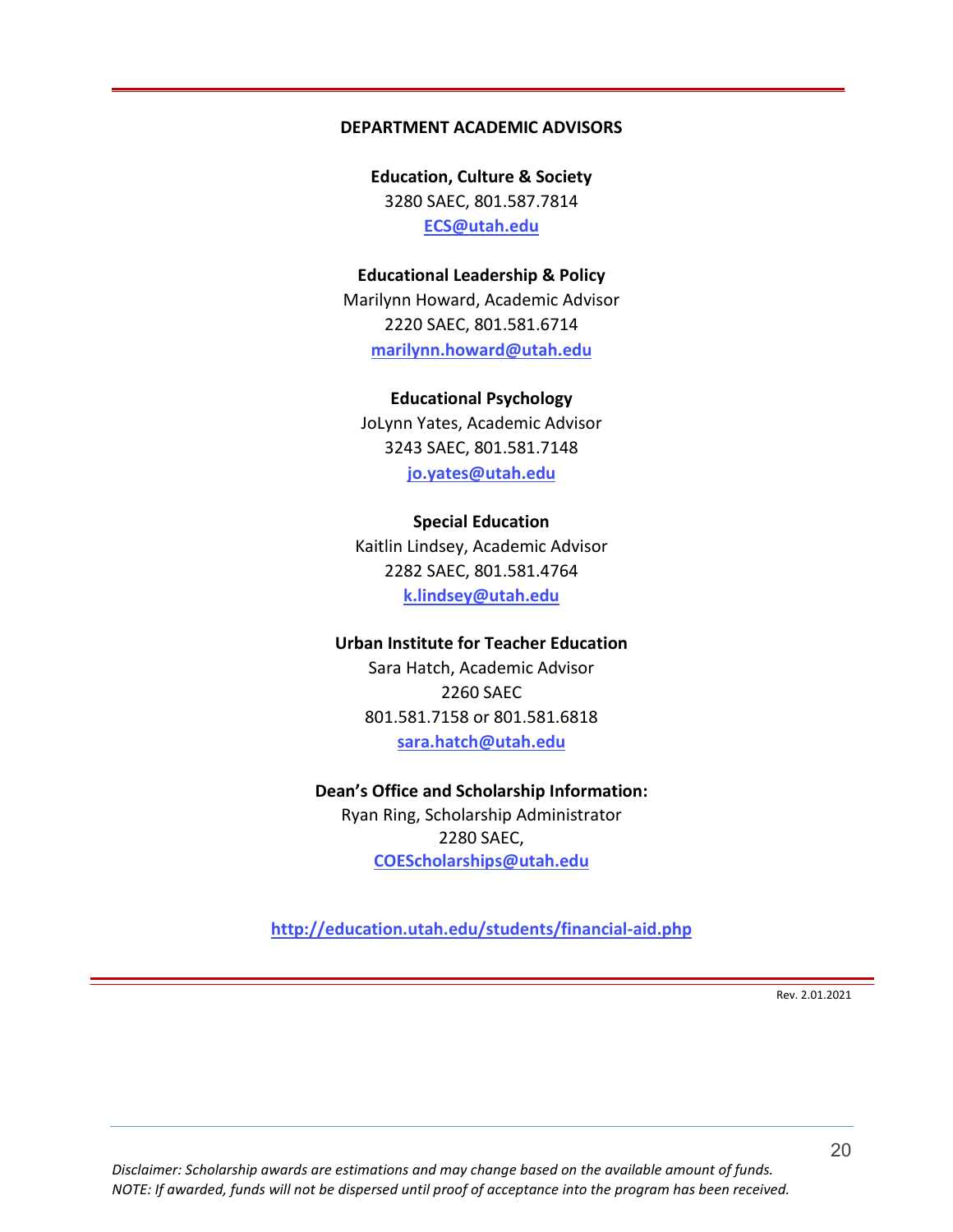## DEPARTMENT ACADEMIC ADVISORS

**Education, Culture & Society**
3280 SAEC, 801.587.7814
**ECS@utah.edu**

**Educational Leadership & Policy**
Marilynn Howard, Academic Advisor
2220 SAEC, 801.581.6714
**marilynn.howard@utah.edu**

**Educational Psychology**
JoLynn Yates, Academic Advisor
3243 SAEC, 801.581.7148
**jo.yates@utah.edu**

**Special Education**
Kaitlin Lindsey, Academic Advisor
2282 SAEC, 801.581.4764
**k.lindsey@utah.edu**

**Urban Institute for Teacher Education**
Sara Hatch, Academic Advisor
2260 SAEC
801.581.7158 or 801.581.6818
**sara.hatch@utah.edu**

**Dean's Office and Scholarship Information:**
Ryan Ring, Scholarship Administrator
2280 SAEC,
**COEScholarships@utah.edu**

**http://education.utah.edu/students/financial-aid.php**

Rev. 2.01.2021

*Disclaimer: Scholarship awards are estimations and may change based on the available amount of funds.*
*NOTE: If awarded, funds will not be dispersed until proof of acceptance into the program has been received.*